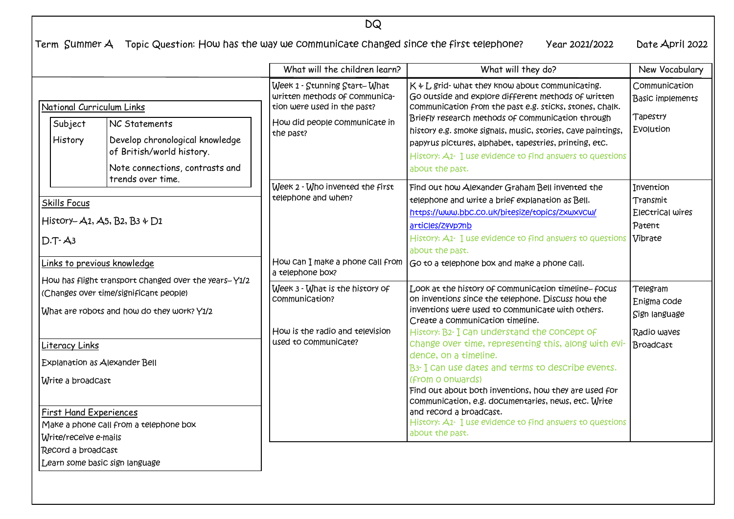# DQ

Term Summer A    Topic Question: How has the way we communicate changed since the first telephone?    Year 2021/2022    Date April 2022

## National Curriculum Links

| Subject | NC Statements |
|---|---|
| History | Develop chronological knowledge of British/world history.<br>Note connections, contrasts and trends over time. |

## Skills Focus

History– A1, A5, B2, B3 & D1

D.T- A3

## Links to previous knowledge

How has flight transport changed over the years– Y1/2 (Changes over time/significant people)

What are robots and how do they work? Y1/2

## Literacy Links

Explanation as Alexander Bell

Write a broadcast

## First Hand Experiences

Make a phone call from a telephone box
Write/receive e-mails
Record a broadcast
Learn some basic sign language

| What will the children learn? | What will they do? | New Vocabulary |
|---|---|---|
| Week 1 - Stunning Start– What written methods of communication were used in the past?<br><br>How did people communicate in the past? | K & L grid- what they know about communicating.<br>Go outside and explore different methods of written communication from the past e.g. sticks, stones, chalk.<br>Briefly research methods of communication through history e.g. smoke signals, music, stories, cave paintings, papyrus pictures, alphabet, tapestries, printing, etc.<br>History: A1- I use evidence to find answers to questions about the past. | Communication<br>Basic implements<br>Tapestry<br>Evolution |
| Week 2 - Who invented the first telephone and when?<br><br>How can I make a phone call from a telephone box? | Find out how Alexander Graham Bell invented the telephone and write a brief explanation as Bell.<br>https://www.bbc.co.uk/bitesize/topics/zxwxvcw/articles/z4vp7nb<br>History: A1- I use evidence to find answers to questions about the past.<br><br>Go to a telephone box and make a phone call. | Invention<br>Transmit<br>Electrical wires<br>Patent<br>Vibrate |
| Week 3 - What is the history of communication?<br><br>How is the radio and television used to communicate? | Look at the history of communication timeline– focus on inventions since the telephone. Discuss how the inventions were used to communicate with others. Create a communication timeline.<br>History: B2- I can understand the concept of change over time, representing this, along with evidence, on a timeline.<br>B3- I can use dates and terms to describe events. (from 0 onwards)<br>Find out about both inventions, how they are used for communication, e.g. documentaries, news, etc. Write and record a broadcast.<br>History: A1- I use evidence to find answers to questions about the past. | Telegram<br>Enigma code<br>Sign language<br><br>Radio waves<br>Broadcast |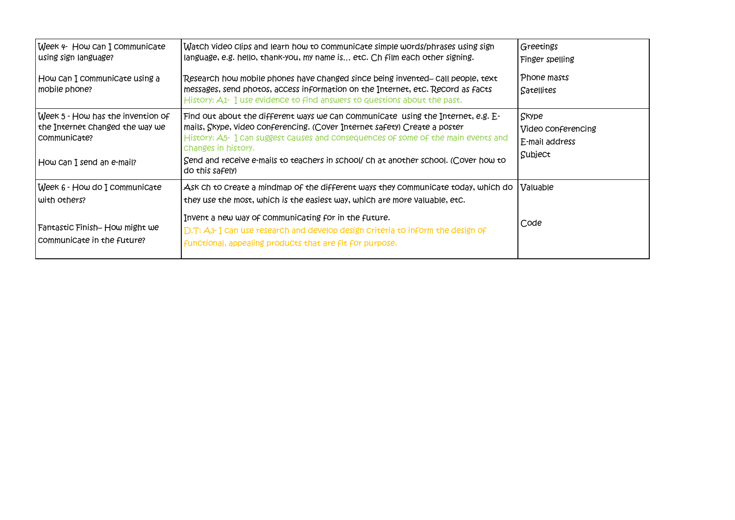| | | |
|---|---|---|
| Week 4- How can I communicate using sign language?<br><br>How can I communicate using a mobile phone? | Watch video clips and learn how to communicate simple words/phrases using sign language, e.g. hello, thank-you, my name is… etc. Ch film each other signing.<br><br>Research how mobile phones have changed since being invented– call people, text messages, send photos, access information on the Internet, etc. Record as facts<br>History: A1- I use evidence to find answers to questions about the past. | Greetings<br>Finger spelling<br><br>Phone masts<br>Satellites |
| Week 5 - How has the invention of the Internet changed the way we communicate?<br><br>How can I send an e-mail? | Find out about the different ways we can communicate using the Internet, e.g. E-mails, Skype, video conferencing. (Cover Internet safety) Create a poster<br>History: A5- I can suggest causes and consequences of some of the main events and changes in history.<br>Send and receive e-mails to teachers in school/ ch at another school. (Cover how to do this safely) | Skype<br>Video conferencing<br>E-mail address<br>Subject |
| Week 6 - How do I communicate with others?<br><br>Fantastic Finish– How might we communicate in the future? | Ask ch to create a mindmap of the different ways they communicate today, which do they use the most, which is the easiest way, which are more valuable, etc.<br><br>Invent a new way of communicating for in the future.<br>D.T: A3- I can use research and develop design criteria to inform the design of functional, appealing products that are fit for purpose. | Valuable<br><br>Code |